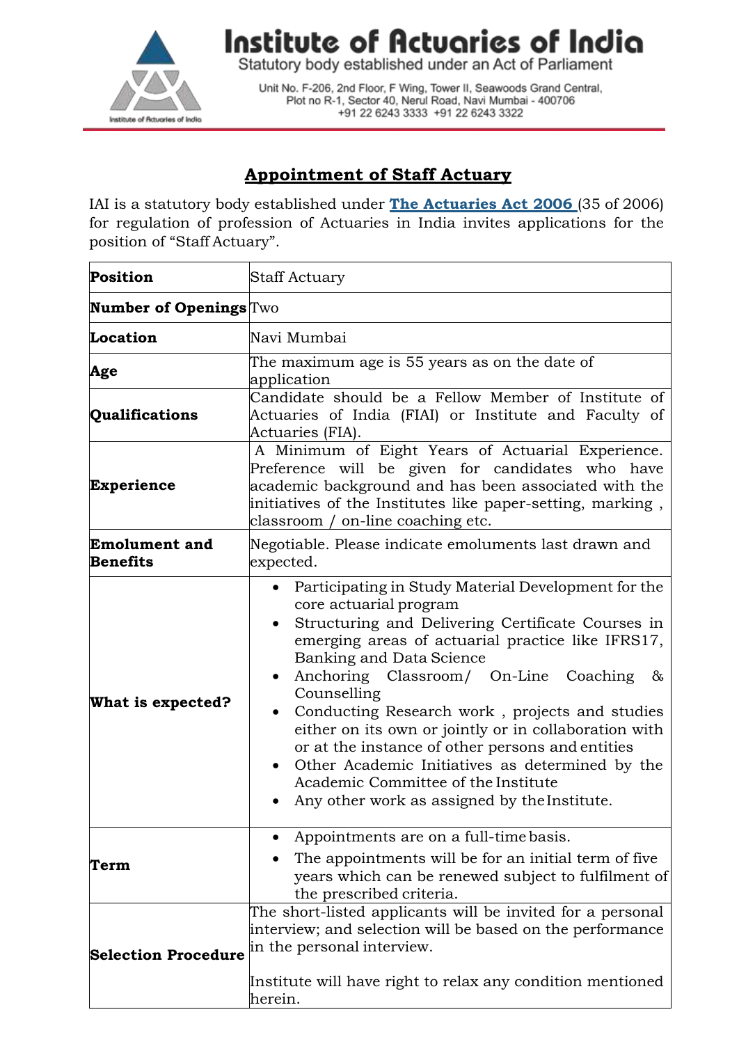# Institute of Actuaries of India

Statutory body established under an Act of Parliament

Unit No. F-206, 2nd Floor, F Wing, Tower II, Seawoods Grand Central, Plot no R-1, Sector 40, Nerul Road, Navi Mumbai - 400706
+91 22 6243 3333 +91 22 6243 3322

## Appointment of Staff Actuary

IAI is a statutory body established under **The Actuaries Act 2006** (35 of 2006) for regulation of profession of Actuaries in India invites applications for the position of "Staff Actuary".

| | |
|---|---|
| **Position** | Staff Actuary |
| **Number of Openings** | Two |
| **Location** | Navi Mumbai |
| **Age** | The maximum age is 55 years as on the date of application |
| **Qualifications** | Candidate should be a Fellow Member of Institute of Actuaries of India (FIAI) or Institute and Faculty of Actuaries (FIA). |
| **Experience** | A Minimum of Eight Years of Actuarial Experience. Preference will be given for candidates who have academic background and has been associated with the initiatives of the Institutes like paper-setting, marking , classroom / on-line coaching etc. |
| **Emolument and Benefits** | Negotiable. Please indicate emoluments last drawn and expected. |
| **What is expected?** | • Participating in Study Material Development for the core actuarial program<br>• Structuring and Delivering Certificate Courses in emerging areas of actuarial practice like IFRS17, Banking and Data Science<br>• Anchoring Classroom/ On-Line Coaching & Counselling<br>• Conducting Research work , projects and studies either on its own or jointly or in collaboration with or at the instance of other persons and entities<br>• Other Academic Initiatives as determined by the Academic Committee of the Institute<br>• Any other work as assigned by the Institute. |
| **Term** | • Appointments are on a full-time basis.<br>• The appointments will be for an initial term of five years which can be renewed subject to fulfilment of the prescribed criteria. |
| **Selection Procedure** | The short-listed applicants will be invited for a personal interview; and selection will be based on the performance in the personal interview.<br><br>Institute will have right to relax any condition mentioned herein. |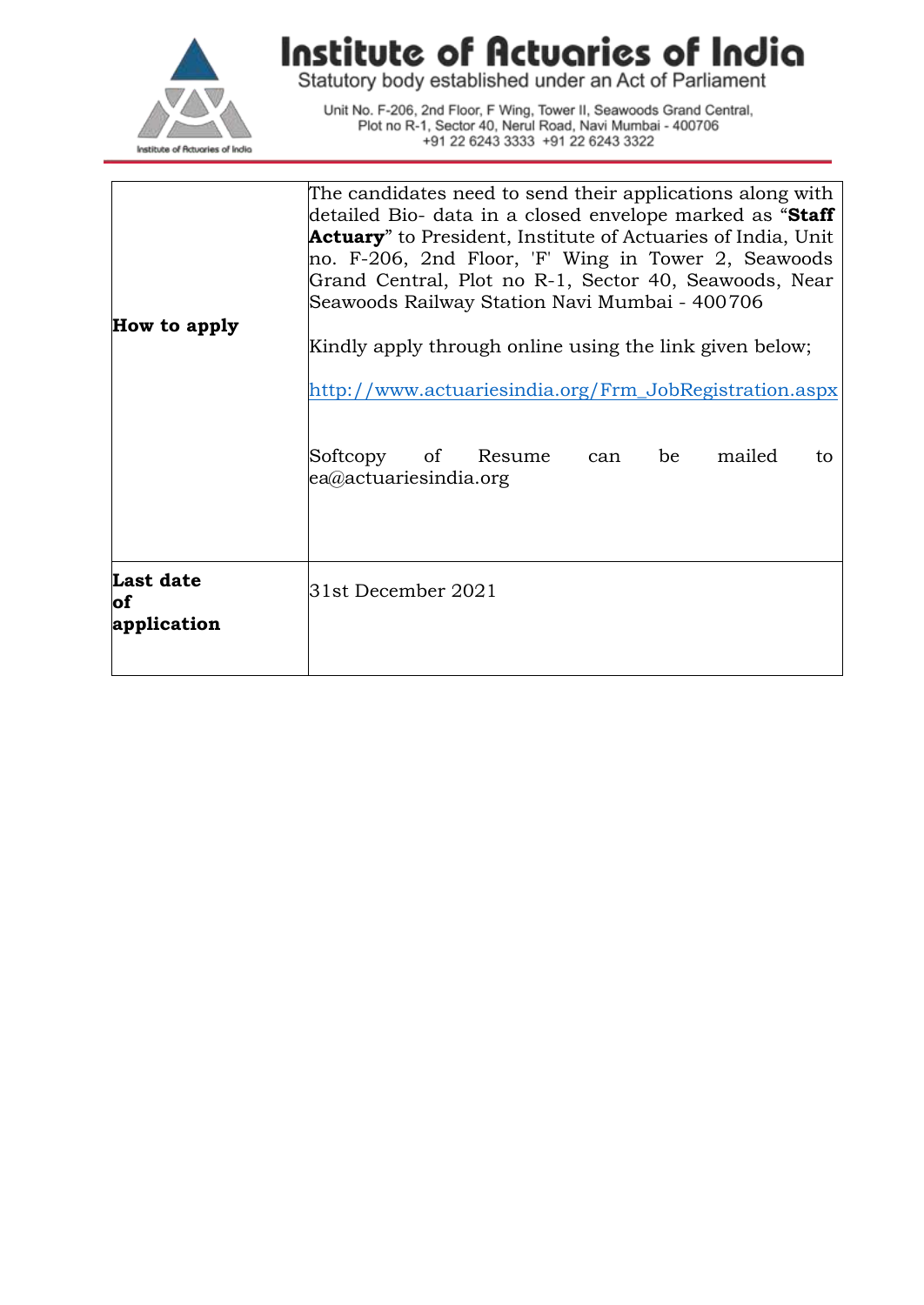| | |
|---|---|
| **How to apply** | The candidates need to send their applications along with detailed Bio- data in a closed envelope marked as “**Staff Actuary**” to President, Institute of Actuaries of India, Unit no. F-206, 2nd Floor, 'F' Wing in Tower 2, Seawoods Grand Central, Plot no R-1, Sector 40, Seawoods, Near Seawoods Railway Station Navi Mumbai - 400706<br><br>Kindly apply through online using the link given below;<br><br>http://www.actuariesindia.org/Frm_JobRegistration.aspx<br><br>Softcopy of Resume can be mailed to ea@actuariesindia.org |
| **Last date of application** | 31st December 2021 |